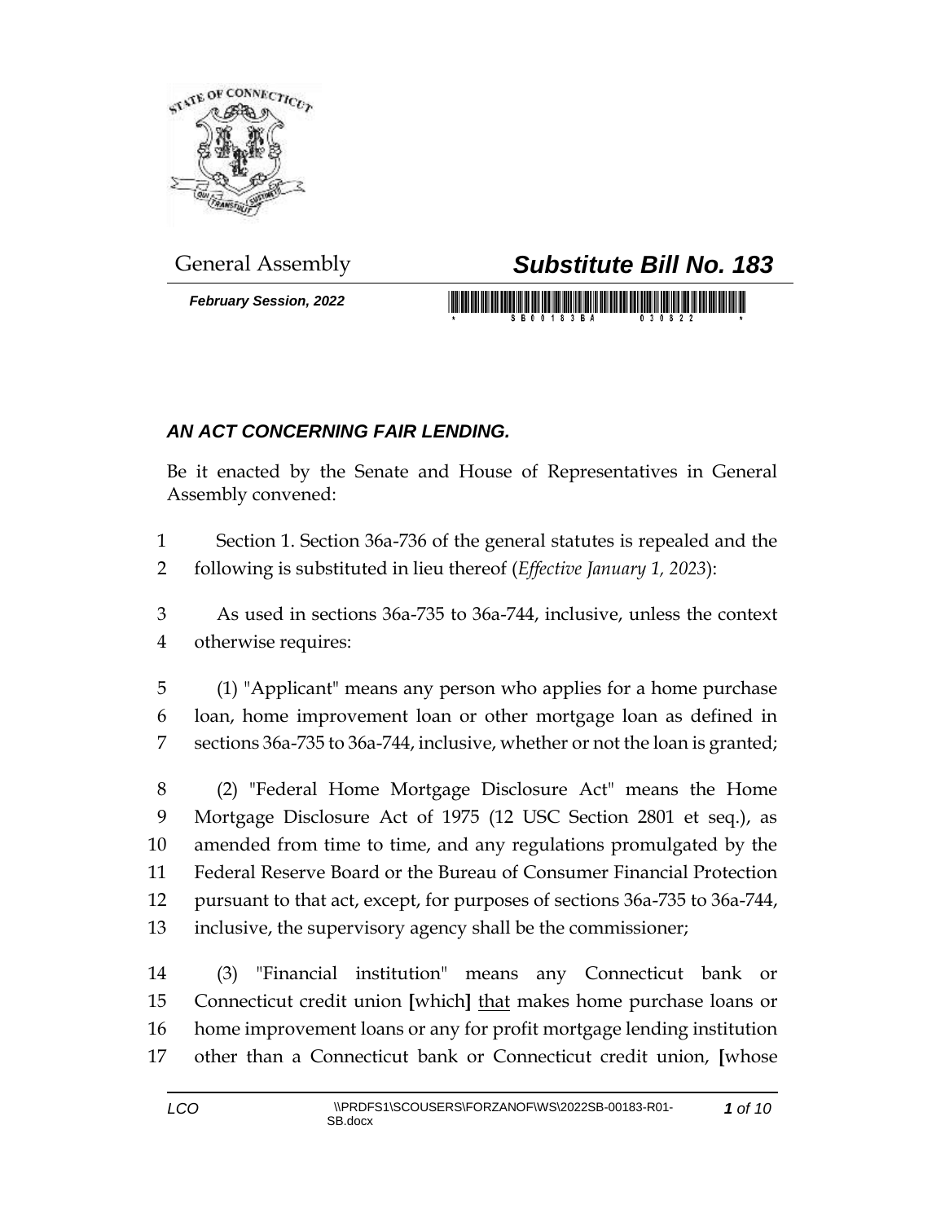General Assembly

# Substitute Bill No. 183

***February Session, 2022***

## *AN ACT CONCERNING FAIR LENDING.*

Be it enacted by the Senate and House of Representatives in General Assembly convened:

1 Section 1. Section 36a-736 of the general statutes is repealed and the
2 following is substituted in lieu thereof (*Effective January 1, 2023*):

3 As used in sections 36a-735 to 36a-744, inclusive, unless the context
4 otherwise requires:

5 (1) "Applicant" means any person who applies for a home purchase
6 loan, home improvement loan or other mortgage loan as defined in
7 sections 36a-735 to 36a-744, inclusive, whether or not the loan is granted;

8 (2) "Federal Home Mortgage Disclosure Act" means the Home
9 Mortgage Disclosure Act of 1975 (12 USC Section 2801 et seq.), as
10 amended from time to time, and any regulations promulgated by the
11 Federal Reserve Board or the Bureau of Consumer Financial Protection
12 pursuant to that act, except, for purposes of sections 36a-735 to 36a-744,
13 inclusive, the supervisory agency shall be the commissioner;

14 (3) "Financial institution" means any Connecticut bank or
15 Connecticut credit union **[**which**]** <u>that</u> makes home purchase loans or
16 home improvement loans or any for profit mortgage lending institution
17 other than a Connecticut bank or Connecticut credit union, **[**whose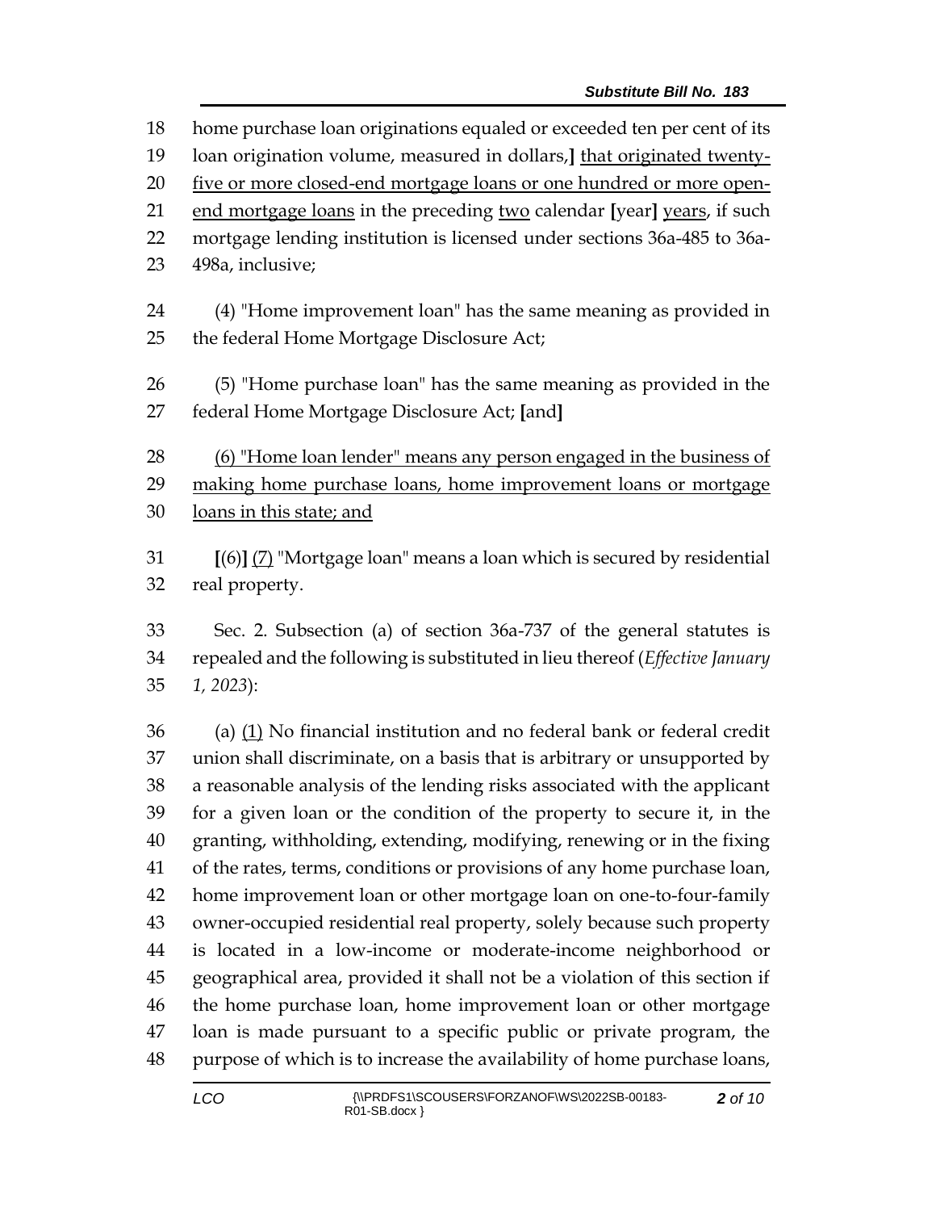home purchase loan originations equaled or exceeded ten per cent of its loan origination volume, measured in dollars,] <u>that originated twenty-five or more closed-end mortgage loans or one hundred or more open-end mortgage loans</u> in the preceding <u>two</u> calendar [year] <u>years</u>, if such mortgage lending institution is licensed under sections 36a-485 to 36a-498a, inclusive;

(4) "Home improvement loan" has the same meaning as provided in the federal Home Mortgage Disclosure Act;

(5) "Home purchase loan" has the same meaning as provided in the federal Home Mortgage Disclosure Act; [and]

<u>(6) "Home loan lender" means any person engaged in the business of making home purchase loans, home improvement loans or mortgage loans in this state; and</u>

[(6)] <u>(7)</u> "Mortgage loan" means a loan which is secured by residential real property.

Sec. 2. Subsection (a) of section 36a-737 of the general statutes is repealed and the following is substituted in lieu thereof (*Effective January 1, 2023*):

(a) <u>(1)</u> No financial institution and no federal bank or federal credit union shall discriminate, on a basis that is arbitrary or unsupported by a reasonable analysis of the lending risks associated with the applicant for a given loan or the condition of the property to secure it, in the granting, withholding, extending, modifying, renewing or in the fixing of the rates, terms, conditions or provisions of any home purchase loan, home improvement loan or other mortgage loan on one-to-four-family owner-occupied residential real property, solely because such property is located in a low-income or moderate-income neighborhood or geographical area, provided it shall not be a violation of this section if the home purchase loan, home improvement loan or other mortgage loan is made pursuant to a specific public or private program, the purpose of which is to increase the availability of home purchase loans,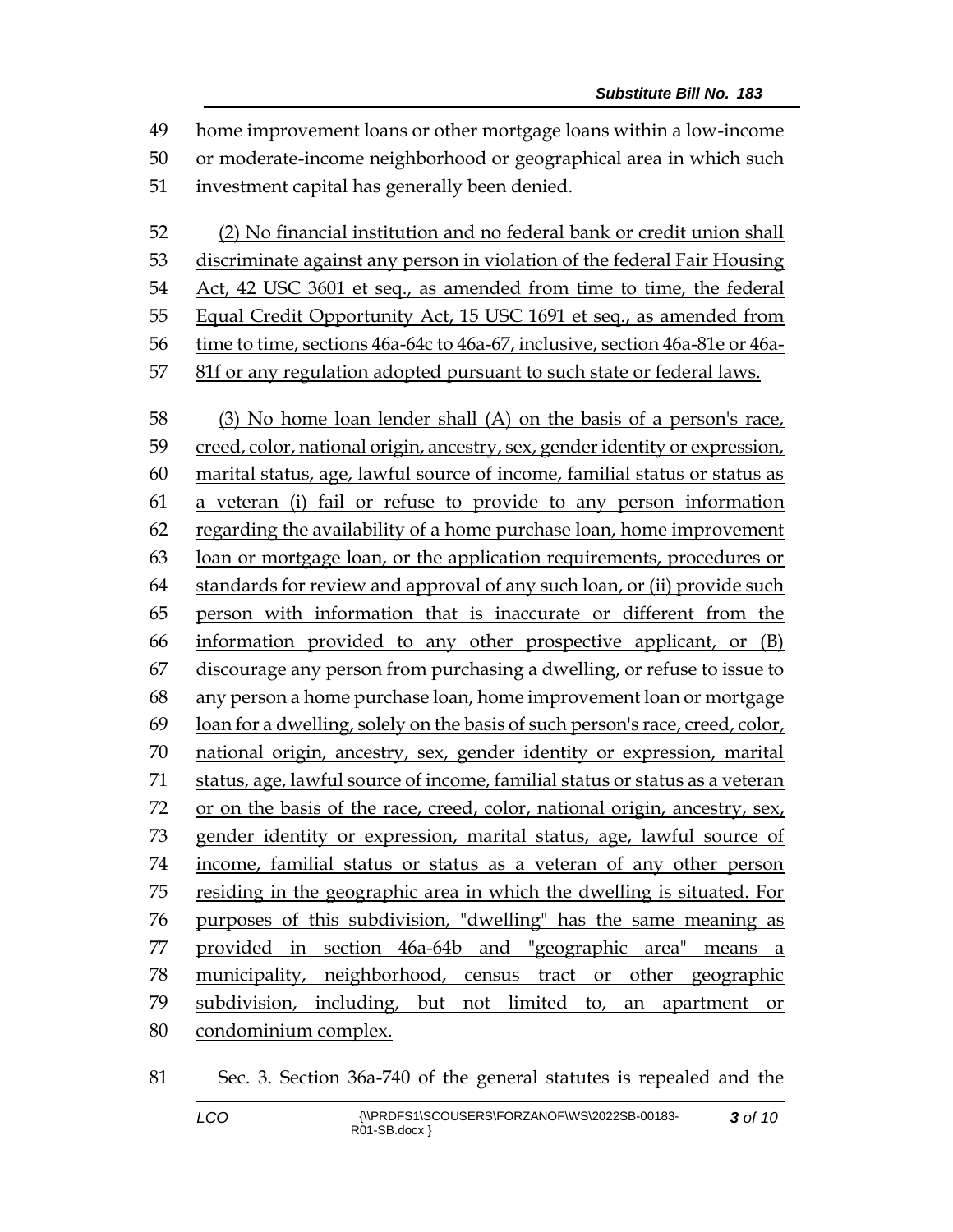home improvement loans or other mortgage loans within a low-income or moderate-income neighborhood or geographical area in which such investment capital has generally been denied.

(2) No financial institution and no federal bank or credit union shall discriminate against any person in violation of the federal Fair Housing Act, 42 USC 3601 et seq., as amended from time to time, the federal Equal Credit Opportunity Act, 15 USC 1691 et seq., as amended from time to time, sections 46a-64c to 46a-67, inclusive, section 46a-81e or 46a-81f or any regulation adopted pursuant to such state or federal laws.

(3) No home loan lender shall (A) on the basis of a person's race, creed, color, national origin, ancestry, sex, gender identity or expression, marital status, age, lawful source of income, familial status or status as a veteran (i) fail or refuse to provide to any person information regarding the availability of a home purchase loan, home improvement loan or mortgage loan, or the application requirements, procedures or standards for review and approval of any such loan, or (ii) provide such person with information that is inaccurate or different from the information provided to any other prospective applicant, or (B) discourage any person from purchasing a dwelling, or refuse to issue to any person a home purchase loan, home improvement loan or mortgage loan for a dwelling, solely on the basis of such person's race, creed, color, national origin, ancestry, sex, gender identity or expression, marital status, age, lawful source of income, familial status or status as a veteran or on the basis of the race, creed, color, national origin, ancestry, sex, gender identity or expression, marital status, age, lawful source of income, familial status or status as a veteran of any other person residing in the geographic area in which the dwelling is situated. For purposes of this subdivision, "dwelling" has the same meaning as provided in section 46a-64b and "geographic area" means a municipality, neighborhood, census tract or other geographic subdivision, including, but not limited to, an apartment or condominium complex.

Sec. 3. Section 36a-740 of the general statutes is repealed and the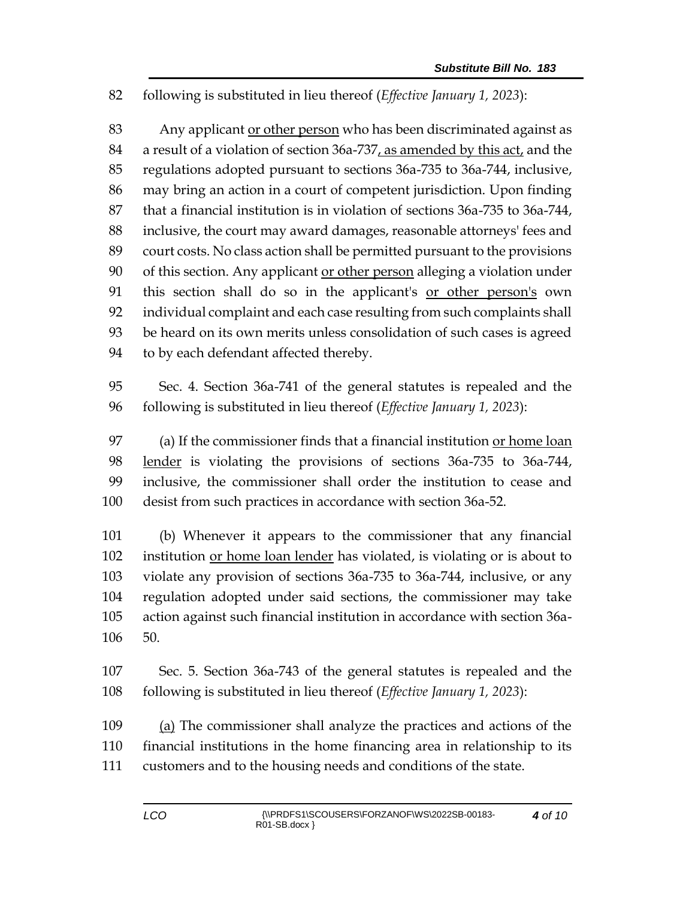following is substituted in lieu thereof (*Effective January 1, 2023*):

Any applicant <u>or other person</u> who has been discriminated against as a result of a violation of section 36a-737<u>, as amended by this act,</u> and the regulations adopted pursuant to sections 36a-735 to 36a-744, inclusive, may bring an action in a court of competent jurisdiction. Upon finding that a financial institution is in violation of sections 36a-735 to 36a-744, inclusive, the court may award damages, reasonable attorneys' fees and court costs. No class action shall be permitted pursuant to the provisions of this section. Any applicant <u>or other person</u> alleging a violation under this section shall do so in the applicant's <u>or other person's</u> own individual complaint and each case resulting from such complaints shall be heard on its own merits unless consolidation of such cases is agreed to by each defendant affected thereby.

Sec. 4. Section 36a-741 of the general statutes is repealed and the following is substituted in lieu thereof (*Effective January 1, 2023*):

(a) If the commissioner finds that a financial institution <u>or home loan lender</u> is violating the provisions of sections 36a-735 to 36a-744, inclusive, the commissioner shall order the institution to cease and desist from such practices in accordance with section 36a-52.

(b) Whenever it appears to the commissioner that any financial institution <u>or home loan lender</u> has violated, is violating or is about to violate any provision of sections 36a-735 to 36a-744, inclusive, or any regulation adopted under said sections, the commissioner may take action against such financial institution in accordance with section 36a-50.

Sec. 5. Section 36a-743 of the general statutes is repealed and the following is substituted in lieu thereof (*Effective January 1, 2023*):

<u>(a)</u> The commissioner shall analyze the practices and actions of the financial institutions in the home financing area in relationship to its customers and to the housing needs and conditions of the state.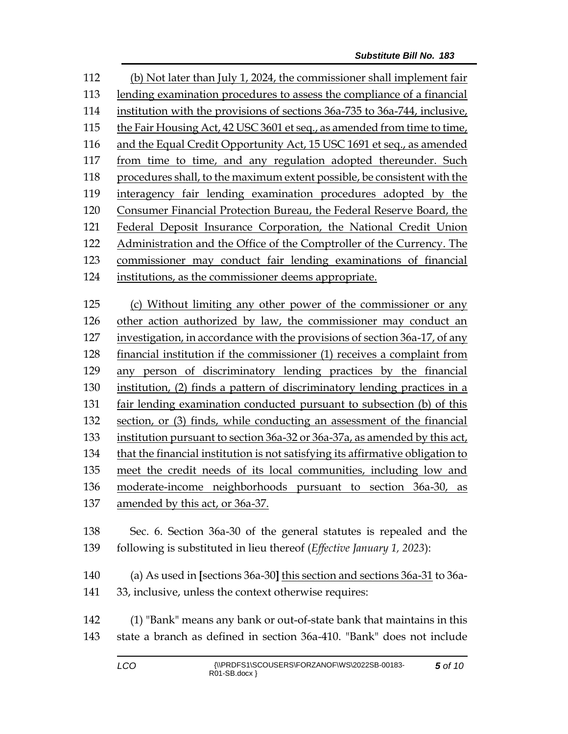(b) Not later than July 1, 2024, the commissioner shall implement fair lending examination procedures to assess the compliance of a financial institution with the provisions of sections 36a-735 to 36a-744, inclusive, the Fair Housing Act, 42 USC 3601 et seq., as amended from time to time, and the Equal Credit Opportunity Act, 15 USC 1691 et seq., as amended from time to time, and any regulation adopted thereunder. Such procedures shall, to the maximum extent possible, be consistent with the interagency fair lending examination procedures adopted by the Consumer Financial Protection Bureau, the Federal Reserve Board, the Federal Deposit Insurance Corporation, the National Credit Union Administration and the Office of the Comptroller of the Currency. The commissioner may conduct fair lending examinations of financial institutions, as the commissioner deems appropriate.

(c) Without limiting any other power of the commissioner or any other action authorized by law, the commissioner may conduct an investigation, in accordance with the provisions of section 36a-17, of any financial institution if the commissioner (1) receives a complaint from any person of discriminatory lending practices by the financial institution, (2) finds a pattern of discriminatory lending practices in a fair lending examination conducted pursuant to subsection (b) of this section, or (3) finds, while conducting an assessment of the financial institution pursuant to section 36a-32 or 36a-37a, as amended by this act, that the financial institution is not satisfying its affirmative obligation to meet the credit needs of its local communities, including low and moderate-income neighborhoods pursuant to section 36a-30, as amended by this act, or 36a-37.

Sec. 6. Section 36a-30 of the general statutes is repealed and the following is substituted in lieu thereof (*Effective January 1, 2023*):

(a) As used in **[**sections 36a-30**]** this section and sections 36a-31 to 36a-33, inclusive, unless the context otherwise requires:

(1) "Bank" means any bank or out-of-state bank that maintains in this state a branch as defined in section 36a-410. "Bank" does not include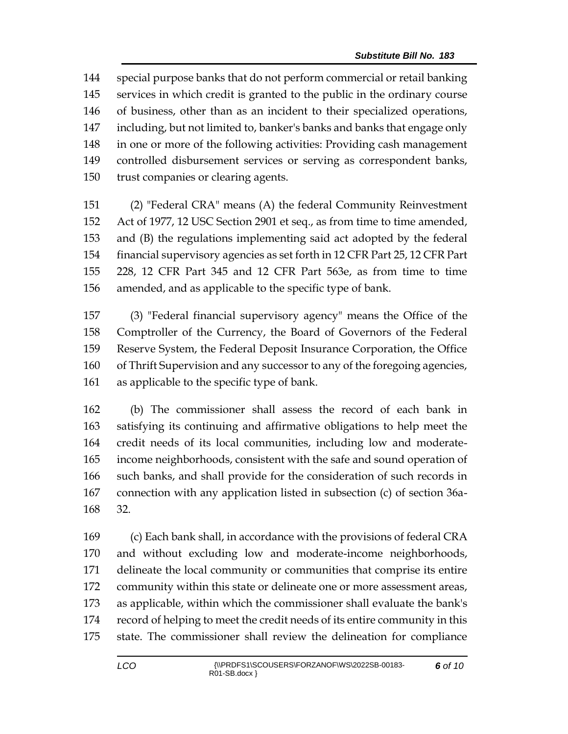special purpose banks that do not perform commercial or retail banking services in which credit is granted to the public in the ordinary course of business, other than as an incident to their specialized operations, including, but not limited to, banker's banks and banks that engage only in one or more of the following activities: Providing cash management controlled disbursement services or serving as correspondent banks, trust companies or clearing agents.

(2) "Federal CRA" means (A) the federal Community Reinvestment Act of 1977, 12 USC Section 2901 et seq., as from time to time amended, and (B) the regulations implementing said act adopted by the federal financial supervisory agencies as set forth in 12 CFR Part 25, 12 CFR Part 228, 12 CFR Part 345 and 12 CFR Part 563e, as from time to time amended, and as applicable to the specific type of bank.

(3) "Federal financial supervisory agency" means the Office of the Comptroller of the Currency, the Board of Governors of the Federal Reserve System, the Federal Deposit Insurance Corporation, the Office of Thrift Supervision and any successor to any of the foregoing agencies, as applicable to the specific type of bank.

(b) The commissioner shall assess the record of each bank in satisfying its continuing and affirmative obligations to help meet the credit needs of its local communities, including low and moderate-income neighborhoods, consistent with the safe and sound operation of such banks, and shall provide for the consideration of such records in connection with any application listed in subsection (c) of section 36a-32.

(c) Each bank shall, in accordance with the provisions of federal CRA and without excluding low and moderate-income neighborhoods, delineate the local community or communities that comprise its entire community within this state or delineate one or more assessment areas, as applicable, within which the commissioner shall evaluate the bank's record of helping to meet the credit needs of its entire community in this state. The commissioner shall review the delineation for compliance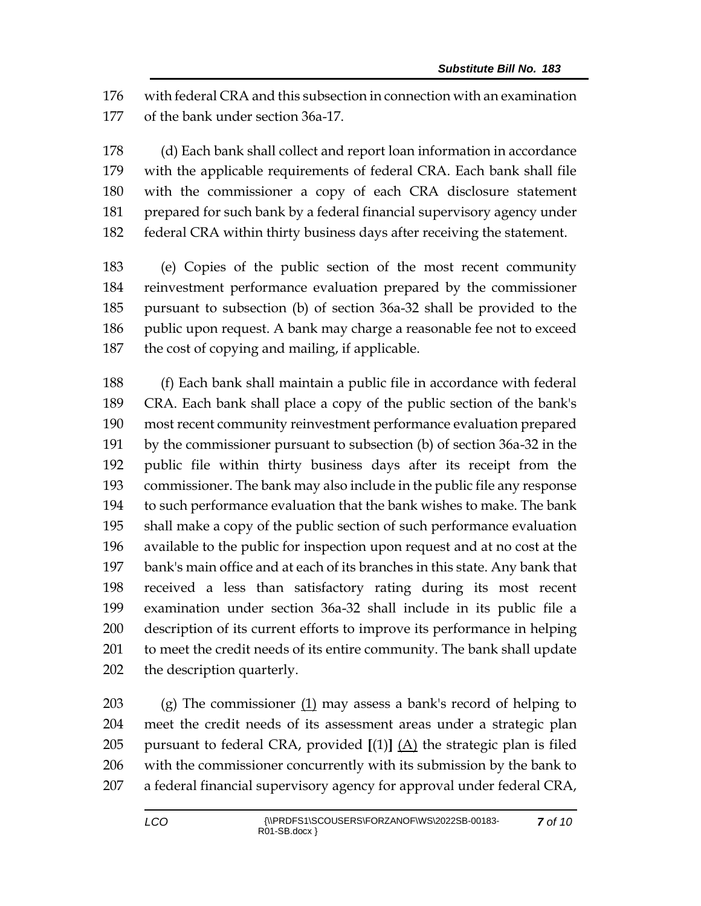with federal CRA and this subsection in connection with an examination of the bank under section 36a-17.

(d) Each bank shall collect and report loan information in accordance with the applicable requirements of federal CRA. Each bank shall file with the commissioner a copy of each CRA disclosure statement prepared for such bank by a federal financial supervisory agency under federal CRA within thirty business days after receiving the statement.

(e) Copies of the public section of the most recent community reinvestment performance evaluation prepared by the commissioner pursuant to subsection (b) of section 36a-32 shall be provided to the public upon request. A bank may charge a reasonable fee not to exceed the cost of copying and mailing, if applicable.

(f) Each bank shall maintain a public file in accordance with federal CRA. Each bank shall place a copy of the public section of the bank's most recent community reinvestment performance evaluation prepared by the commissioner pursuant to subsection (b) of section 36a-32 in the public file within thirty business days after its receipt from the commissioner. The bank may also include in the public file any response to such performance evaluation that the bank wishes to make. The bank shall make a copy of the public section of such performance evaluation available to the public for inspection upon request and at no cost at the bank's main office and at each of its branches in this state. Any bank that received a less than satisfactory rating during its most recent examination under section 36a-32 shall include in its public file a description of its current efforts to improve its performance in helping to meet the credit needs of its entire community. The bank shall update the description quarterly.

(g) The commissioner <u>(1)</u> may assess a bank's record of helping to meet the credit needs of its assessment areas under a strategic plan pursuant to federal CRA, provided **[**(1)**]** <u>(A)</u> the strategic plan is filed with the commissioner concurrently with its submission by the bank to a federal financial supervisory agency for approval under federal CRA,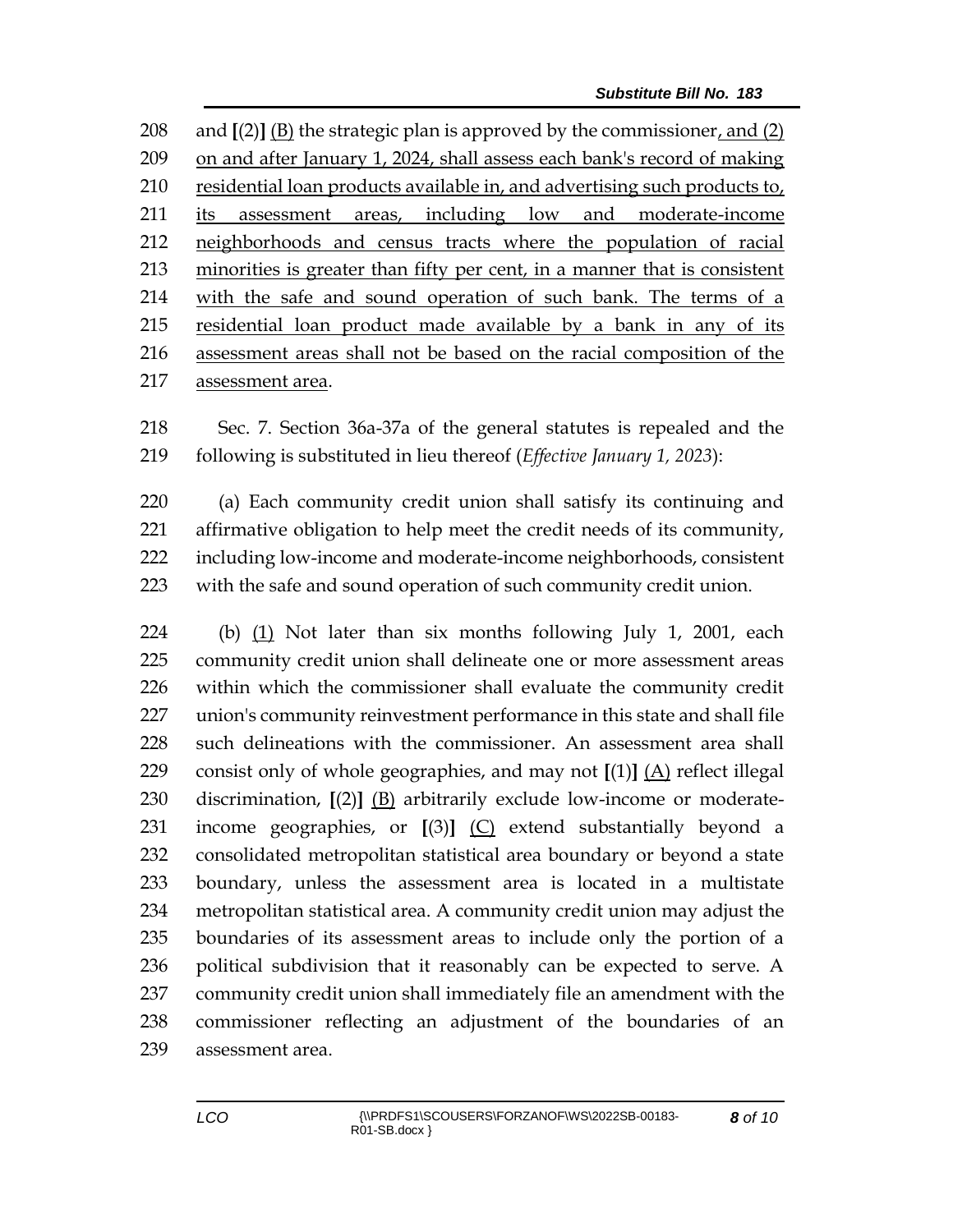and [(2)] (B) the strategic plan is approved by the commissioner, and (2) on and after January 1, 2024, shall assess each bank's record of making residential loan products available in, and advertising such products to, its assessment areas, including low and moderate-income neighborhoods and census tracts where the population of racial minorities is greater than fifty per cent, in a manner that is consistent with the safe and sound operation of such bank. The terms of a residential loan product made available by a bank in any of its assessment areas shall not be based on the racial composition of the assessment area.

Sec. 7. Section 36a-37a of the general statutes is repealed and the following is substituted in lieu thereof (*Effective January 1, 2023*):

(a) Each community credit union shall satisfy its continuing and affirmative obligation to help meet the credit needs of its community, including low-income and moderate-income neighborhoods, consistent with the safe and sound operation of such community credit union.

(b) (1) Not later than six months following July 1, 2001, each community credit union shall delineate one or more assessment areas within which the commissioner shall evaluate the community credit union's community reinvestment performance in this state and shall file such delineations with the commissioner. An assessment area shall consist only of whole geographies, and may not [(1)] (A) reflect illegal discrimination, [(2)] (B) arbitrarily exclude low-income or moderate-income geographies, or [(3)] (C) extend substantially beyond a consolidated metropolitan statistical area boundary or beyond a state boundary, unless the assessment area is located in a multistate metropolitan statistical area. A community credit union may adjust the boundaries of its assessment areas to include only the portion of a political subdivision that it reasonably can be expected to serve. A community credit union shall immediately file an amendment with the commissioner reflecting an adjustment of the boundaries of an assessment area.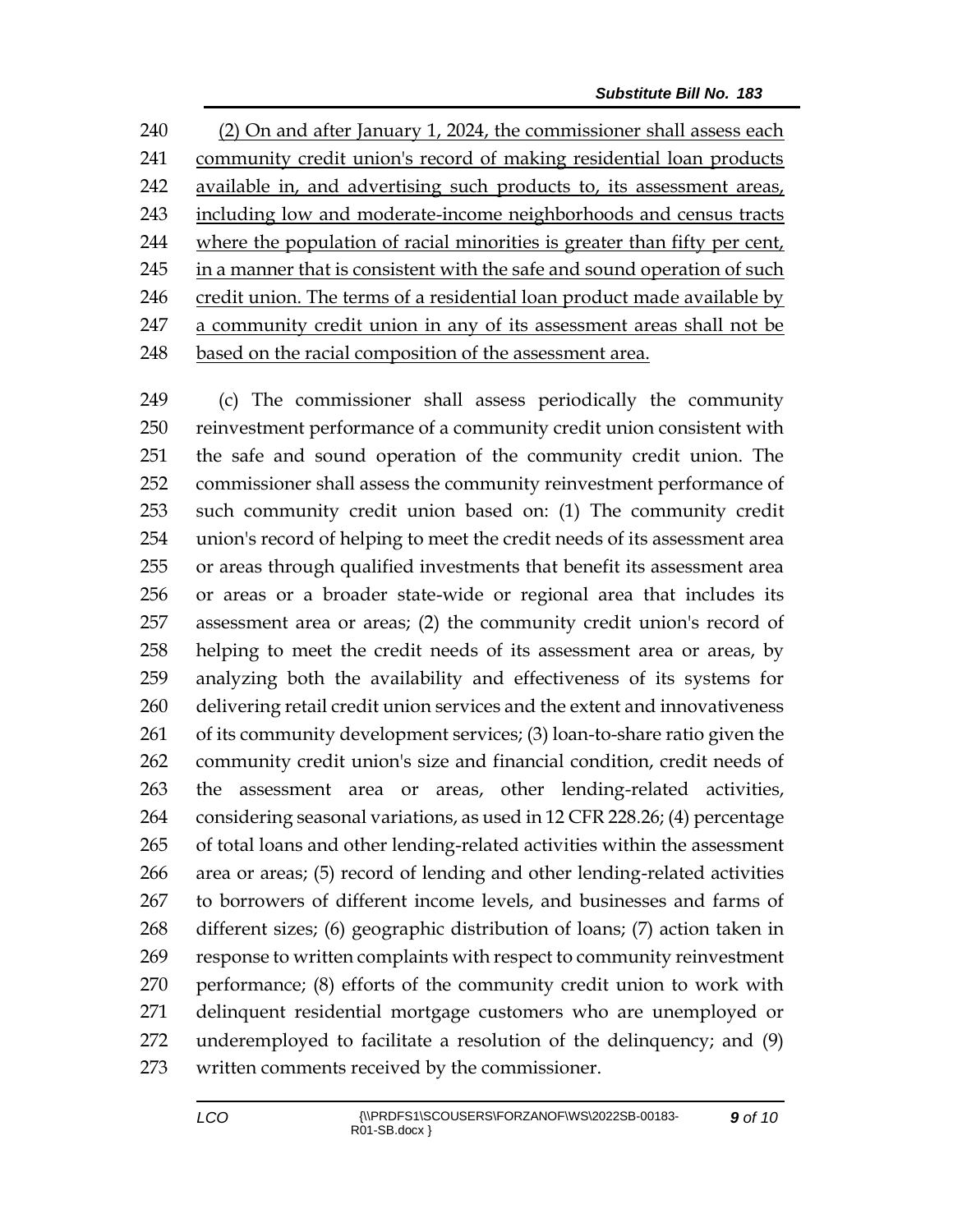(2) On and after January 1, 2024, the commissioner shall assess each community credit union's record of making residential loan products available in, and advertising such products to, its assessment areas, including low and moderate-income neighborhoods and census tracts where the population of racial minorities is greater than fifty per cent, in a manner that is consistent with the safe and sound operation of such credit union. The terms of a residential loan product made available by a community credit union in any of its assessment areas shall not be based on the racial composition of the assessment area.

(c) The commissioner shall assess periodically the community reinvestment performance of a community credit union consistent with the safe and sound operation of the community credit union. The commissioner shall assess the community reinvestment performance of such community credit union based on: (1) The community credit union's record of helping to meet the credit needs of its assessment area or areas through qualified investments that benefit its assessment area or areas or a broader state-wide or regional area that includes its assessment area or areas; (2) the community credit union's record of helping to meet the credit needs of its assessment area or areas, by analyzing both the availability and effectiveness of its systems for delivering retail credit union services and the extent and innovativeness of its community development services; (3) loan-to-share ratio given the community credit union's size and financial condition, credit needs of the assessment area or areas, other lending-related activities, considering seasonal variations, as used in 12 CFR 228.26; (4) percentage of total loans and other lending-related activities within the assessment area or areas; (5) record of lending and other lending-related activities to borrowers of different income levels, and businesses and farms of different sizes; (6) geographic distribution of loans; (7) action taken in response to written complaints with respect to community reinvestment performance; (8) efforts of the community credit union to work with delinquent residential mortgage customers who are unemployed or underemployed to facilitate a resolution of the delinquency; and (9) written comments received by the commissioner.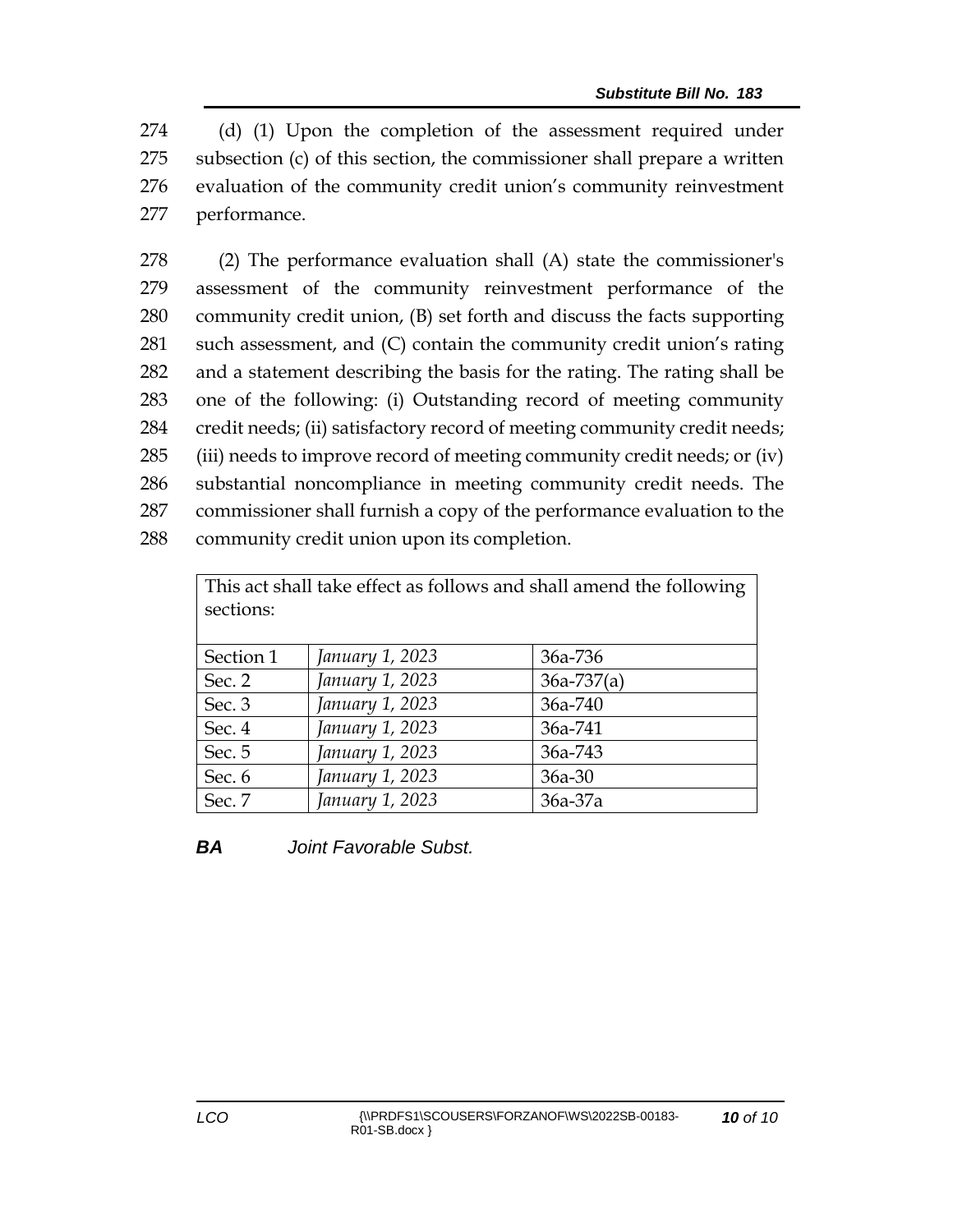274 (d) (1) Upon the completion of the assessment required under
275 subsection (c) of this section, the commissioner shall prepare a written
276 evaluation of the community credit union's community reinvestment
277 performance.

278 (2) The performance evaluation shall (A) state the commissioner's
279 assessment of the community reinvestment performance of the
280 community credit union, (B) set forth and discuss the facts supporting
281 such assessment, and (C) contain the community credit union's rating
282 and a statement describing the basis for the rating. The rating shall be
283 one of the following: (i) Outstanding record of meeting community
284 credit needs; (ii) satisfactory record of meeting community credit needs;
285 (iii) needs to improve record of meeting community credit needs; or (iv)
286 substantial noncompliance in meeting community credit needs. The
287 commissioner shall furnish a copy of the performance evaluation to the
288 community credit union upon its completion.

| This act shall take effect as follows and shall amend the following sections: | | |
|---|---|---|
| Section 1 | *January 1, 2023* | 36a-736 |
| Sec. 2 | *January 1, 2023* | 36a-737(a) |
| Sec. 3 | *January 1, 2023* | 36a-740 |
| Sec. 4 | *January 1, 2023* | 36a-741 |
| Sec. 5 | *January 1, 2023* | 36a-743 |
| Sec. 6 | *January 1, 2023* | 36a-30 |
| Sec. 7 | *January 1, 2023* | 36a-37a |

***BA*** *Joint Favorable Subst.*